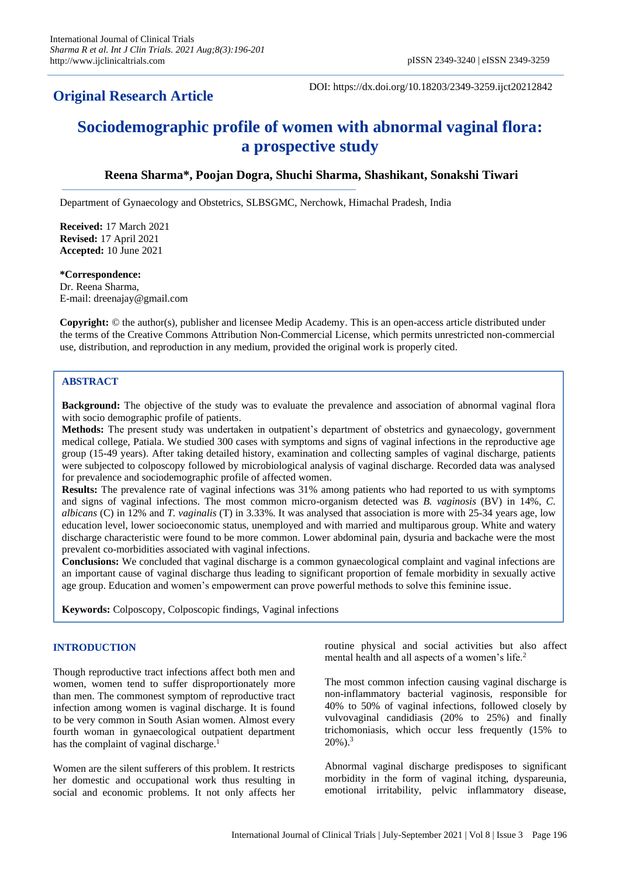## Original Research Article

DOI: https://dx.doi.org/10.18203/2349-3259.ijct20212842

# Sociodemographic profile of women with abnormal vaginal flora: a prospective study

**Reena Sharma\*, Poojan Dogra, Shuchi Sharma, Shashikant, Sonakshi Tiwari**

Department of Gynaecology and Obstetrics, SLBSGMC, Nerchowk, Himachal Pradesh, India

**Received:** 17 March 2021
**Revised:** 17 April 2021
**Accepted:** 10 June 2021

**\*Correspondence:**
Dr. Reena Sharma,
E-mail: dreenajay@gmail.com

**Copyright:** © the author(s), publisher and licensee Medip Academy. This is an open-access article distributed under the terms of the Creative Commons Attribution Non-Commercial License, which permits unrestricted non-commercial use, distribution, and reproduction in any medium, provided the original work is properly cited.

## ABSTRACT

**Background:** The objective of the study was to evaluate the prevalence and association of abnormal vaginal flora with socio demographic profile of patients.

**Methods:** The present study was undertaken in outpatient's department of obstetrics and gynaecology, government medical college, Patiala. We studied 300 cases with symptoms and signs of vaginal infections in the reproductive age group (15-49 years). After taking detailed history, examination and collecting samples of vaginal discharge, patients were subjected to colposcopy followed by microbiological analysis of vaginal discharge. Recorded data was analysed for prevalence and sociodemographic profile of affected women.

**Results:** The prevalence rate of vaginal infections was 31% among patients who had reported to us with symptoms and signs of vaginal infections. The most common micro-organism detected was *B. vaginosis* (BV) in 14%, *C. albicans* (C) in 12% and *T. vaginalis* (T) in 3.33%. It was analysed that association is more with 25-34 years age, low education level, lower socioeconomic status, unemployed and with married and multiparous group. White and watery discharge characteristic were found to be more common. Lower abdominal pain, dysuria and backache were the most prevalent co-morbidities associated with vaginal infections.

**Conclusions:** We concluded that vaginal discharge is a common gynaecological complaint and vaginal infections are an important cause of vaginal discharge thus leading to significant proportion of female morbidity in sexually active age group. Education and women's empowerment can prove powerful methods to solve this feminine issue.

**Keywords:** Colposcopy, Colposcopic findings, Vaginal infections

## INTRODUCTION

Though reproductive tract infections affect both men and women, women tend to suffer disproportionately more than men. The commonest symptom of reproductive tract infection among women is vaginal discharge. It is found to be very common in South Asian women. Almost every fourth woman in gynaecological outpatient department has the complaint of vaginal discharge.[1]

Women are the silent sufferers of this problem. It restricts her domestic and occupational work thus resulting in social and economic problems. It not only affects her routine physical and social activities but also affect mental health and all aspects of a women's life.[2]

The most common infection causing vaginal discharge is non-inflammatory bacterial vaginosis, responsible for 40% to 50% of vaginal infections, followed closely by vulvovaginal candidiasis (20% to 25%) and finally trichomoniasis, which occur less frequently (15% to 20%).[3]

Abnormal vaginal discharge predisposes to significant morbidity in the form of vaginal itching, dyspareunia, emotional irritability, pelvic inflammatory disease,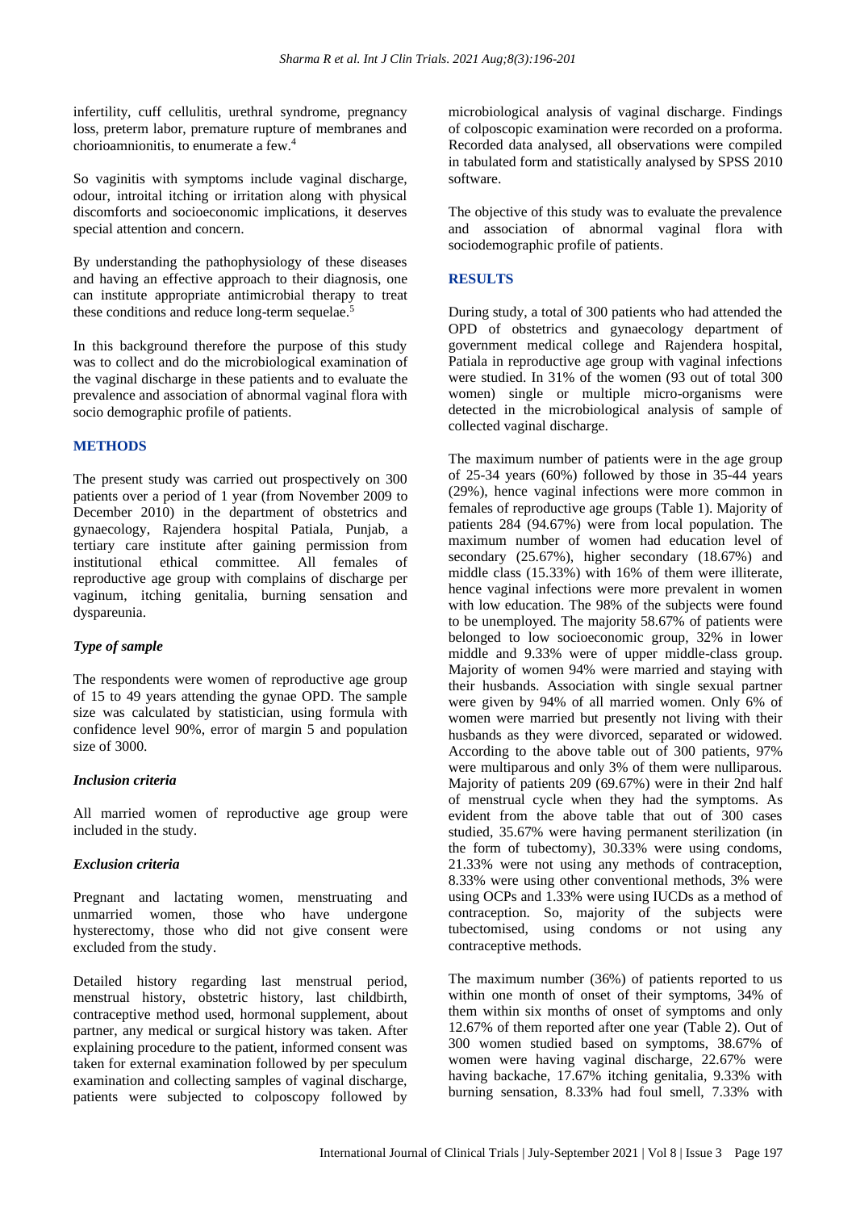infertility, cuff cellulitis, urethral syndrome, pregnancy loss, preterm labor, premature rupture of membranes and chorioamnionitis, to enumerate a few.[4]

So vaginitis with symptoms include vaginal discharge, odour, introital itching or irritation along with physical discomforts and socioeconomic implications, it deserves special attention and concern.

By understanding the pathophysiology of these diseases and having an effective approach to their diagnosis, one can institute appropriate antimicrobial therapy to treat these conditions and reduce long-term sequelae.[5]

In this background therefore the purpose of this study was to collect and do the microbiological examination of the vaginal discharge in these patients and to evaluate the prevalence and association of abnormal vaginal flora with socio demographic profile of patients.

## METHODS

The present study was carried out prospectively on 300 patients over a period of 1 year (from November 2009 to December 2010) in the department of obstetrics and gynaecology, Rajendera hospital Patiala, Punjab, a tertiary care institute after gaining permission from institutional ethical committee. All females of reproductive age group with complains of discharge per vaginum, itching genitalia, burning sensation and dyspareunia.

### *Type of sample*

The respondents were women of reproductive age group of 15 to 49 years attending the gynae OPD. The sample size was calculated by statistician, using formula with confidence level 90%, error of margin 5 and population size of 3000.

### *Inclusion criteria*

All married women of reproductive age group were included in the study.

### *Exclusion criteria*

Pregnant and lactating women, menstruating and unmarried women, those who have undergone hysterectomy, those who did not give consent were excluded from the study.

Detailed history regarding last menstrual period, menstrual history, obstetric history, last childbirth, contraceptive method used, hormonal supplement, about partner, any medical or surgical history was taken. After explaining procedure to the patient, informed consent was taken for external examination followed by per speculum examination and collecting samples of vaginal discharge, patients were subjected to colposcopy followed by microbiological analysis of vaginal discharge. Findings of colposcopic examination were recorded on a proforma. Recorded data analysed, all observations were compiled in tabulated form and statistically analysed by SPSS 2010 software.

The objective of this study was to evaluate the prevalence and association of abnormal vaginal flora with sociodemographic profile of patients.

## RESULTS

During study, a total of 300 patients who had attended the OPD of obstetrics and gynaecology department of government medical college and Rajendera hospital, Patiala in reproductive age group with vaginal infections were studied. In 31% of the women (93 out of total 300 women) single or multiple micro-organisms were detected in the microbiological analysis of sample of collected vaginal discharge.

The maximum number of patients were in the age group of 25-34 years (60%) followed by those in 35-44 years (29%), hence vaginal infections were more common in females of reproductive age groups (Table 1). Majority of patients 284 (94.67%) were from local population. The maximum number of women had education level of secondary (25.67%), higher secondary (18.67%) and middle class (15.33%) with 16% of them were illiterate, hence vaginal infections were more prevalent in women with low education. The 98% of the subjects were found to be unemployed. The majority 58.67% of patients were belonged to low socioeconomic group, 32% in lower middle and 9.33% were of upper middle-class group. Majority of women 94% were married and staying with their husbands. Association with single sexual partner were given by 94% of all married women. Only 6% of women were married but presently not living with their husbands as they were divorced, separated or widowed. According to the above table out of 300 patients, 97% were multiparous and only 3% of them were nulliparous. Majority of patients 209 (69.67%) were in their 2nd half of menstrual cycle when they had the symptoms. As evident from the above table that out of 300 cases studied, 35.67% were having permanent sterilization (in the form of tubectomy), 30.33% were using condoms, 21.33% were not using any methods of contraception, 8.33% were using other conventional methods, 3% were using OCPs and 1.33% were using IUCDs as a method of contraception. So, majority of the subjects were tubectomised, using condoms or not using any contraceptive methods.

The maximum number (36%) of patients reported to us within one month of onset of their symptoms, 34% of them within six months of onset of symptoms and only 12.67% of them reported after one year (Table 2). Out of 300 women studied based on symptoms, 38.67% of women were having vaginal discharge, 22.67% were having backache, 17.67% itching genitalia, 9.33% with burning sensation, 8.33% had foul smell, 7.33% with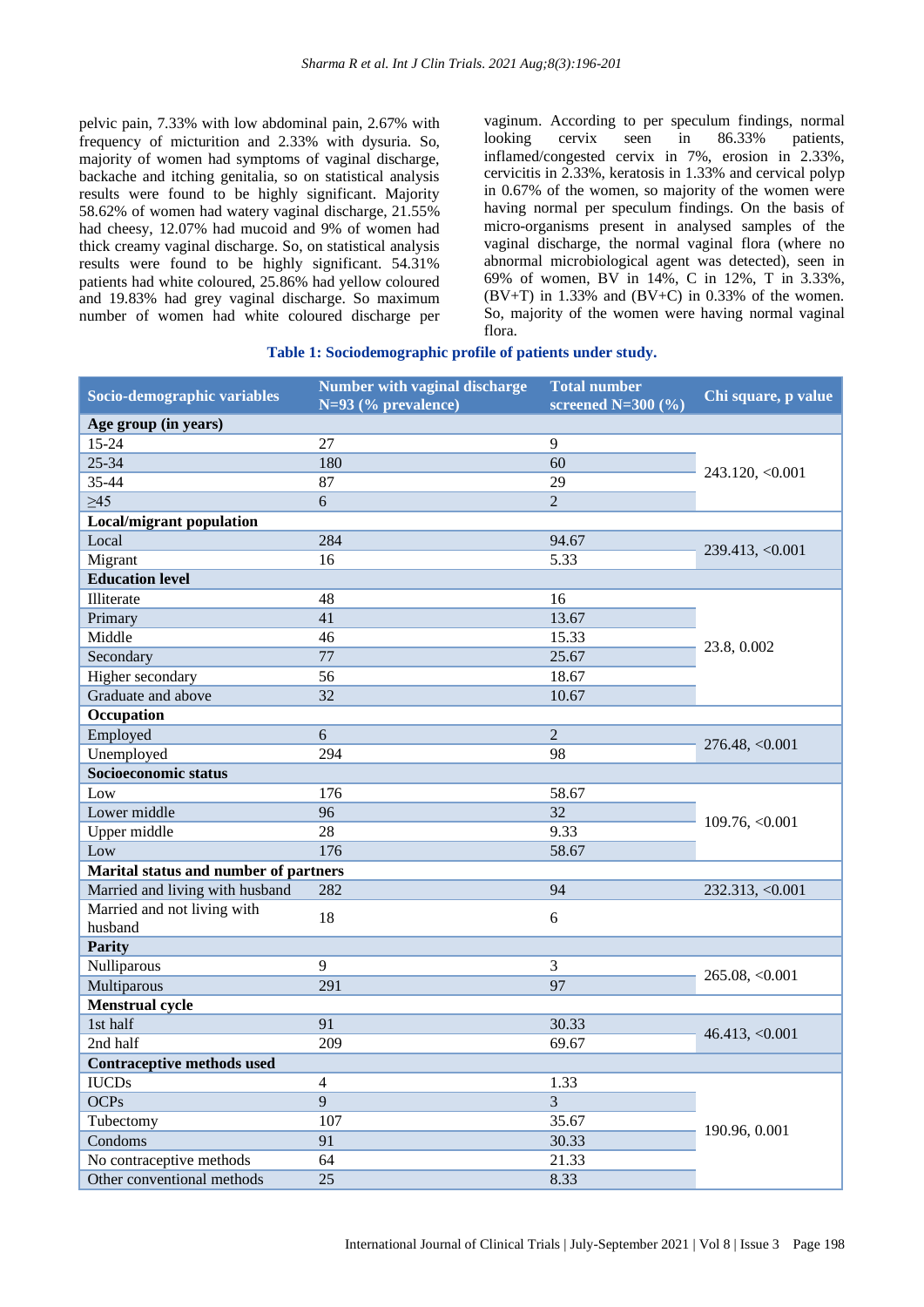pelvic pain, 7.33% with low abdominal pain, 2.67% with frequency of micturition and 2.33% with dysuria. So, majority of women had symptoms of vaginal discharge, backache and itching genitalia, so on statistical analysis results were found to be highly significant. Majority 58.62% of women had watery vaginal discharge, 21.55% had cheesy, 12.07% had mucoid and 9% of women had thick creamy vaginal discharge. So, on statistical analysis results were found to be highly significant. 54.31% patients had white coloured, 25.86% had yellow coloured and 19.83% had grey vaginal discharge. So maximum number of women had white coloured discharge per vaginum. According to per speculum findings, normal looking cervix seen in 86.33% patients, inflamed/congested cervix in 7%, erosion in 2.33%, cervicitis in 2.33%, keratosis in 1.33% and cervical polyp in 0.67% of the women, so majority of the women were having normal per speculum findings. On the basis of micro-organisms present in analysed samples of the vaginal discharge, the normal vaginal flora (where no abnormal microbiological agent was detected), seen in 69% of women, BV in 14%, C in 12%, T in 3.33%, (BV+T) in 1.33% and (BV+C) in 0.33% of the women. So, majority of the women were having normal vaginal flora.

**Table 1: Sociodemographic profile of patients under study.**

| Socio-demographic variables | Number with vaginal discharge N=93 (% prevalence) | Total number screened N=300 (%) | Chi square, p value |
|---|---|---|---|
| **Age group (in years)** | | | |
| 15-24 | 27 | 9 | 243.120, <0.001 |
| 25-34 | 180 | 60 | |
| 35-44 | 87 | 29 | |
| ≥45 | 6 | 2 | |
| **Local/migrant population** | | | |
| Local | 284 | 94.67 | 239.413, <0.001 |
| Migrant | 16 | 5.33 | |
| **Education level** | | | |
| Illiterate | 48 | 16 | 23.8, 0.002 |
| Primary | 41 | 13.67 | |
| Middle | 46 | 15.33 | |
| Secondary | 77 | 25.67 | |
| Higher secondary | 56 | 18.67 | |
| Graduate and above | 32 | 10.67 | |
| **Occupation** | | | |
| Employed | 6 | 2 | 276.48, <0.001 |
| Unemployed | 294 | 98 | |
| **Socioeconomic status** | | | |
| Low | 176 | 58.67 | 109.76, <0.001 |
| Lower middle | 96 | 32 | |
| Upper middle | 28 | 9.33 | |
| Low | 176 | 58.67 | |
| **Marital status and number of partners** | | | |
| Married and living with husband | 282 | 94 | 232.313, <0.001 |
| Married and not living with husband | 18 | 6 | |
| **Parity** | | | |
| Nulliparous | 9 | 3 | 265.08, <0.001 |
| Multiparous | 291 | 97 | |
| **Menstrual cycle** | | | |
| 1st half | 91 | 30.33 | 46.413, <0.001 |
| 2nd half | 209 | 69.67 | |
| **Contraceptive methods used** | | | |
| IUCDs | 4 | 1.33 | 190.96, 0.001 |
| OCPs | 9 | 3 | |
| Tubectomy | 107 | 35.67 | |
| Condoms | 91 | 30.33 | |
| No contraceptive methods | 64 | 21.33 | |
| Other conventional methods | 25 | 8.33 | |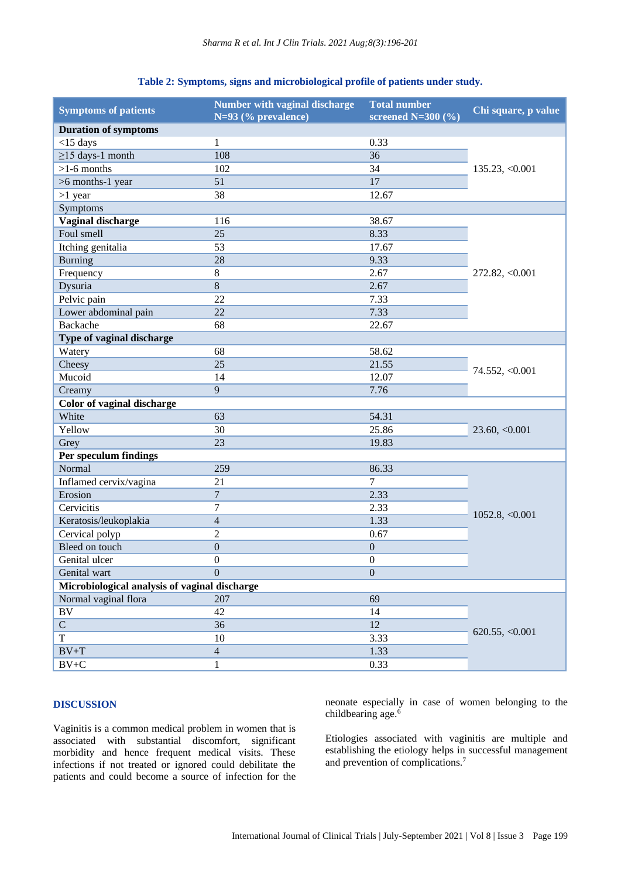**Table 2: Symptoms, signs and microbiological profile of patients under study.**

| Symptoms of patients | Number with vaginal discharge N=93 (% prevalence) | Total number screened N=300 (%) | Chi square, p value |
|---|---|---|---|
| **Duration of symptoms** | | | |
| <15 days | 1 | 0.33 | 135.23, <0.001 |
| ≥15 days-1 month | 108 | 36 | |
| >1-6 months | 102 | 34 | |
| >6 months-1 year | 51 | 17 | |
| >1 year | 38 | 12.67 | |
| Symptoms | | | |
| **Vaginal discharge** | 116 | 38.67 | 272.82, <0.001 |
| Foul smell | 25 | 8.33 | |
| Itching genitalia | 53 | 17.67 | |
| Burning | 28 | 9.33 | |
| Frequency | 8 | 2.67 | |
| Dysuria | 8 | 2.67 | |
| Pelvic pain | 22 | 7.33 | |
| Lower abdominal pain | 22 | 7.33 | |
| Backache | 68 | 22.67 | |
| **Type of vaginal discharge** | | | |
| Watery | 68 | 58.62 | 74.552, <0.001 |
| Cheesy | 25 | 21.55 | |
| Mucoid | 14 | 12.07 | |
| Creamy | 9 | 7.76 | |
| **Color of vaginal discharge** | | | |
| White | 63 | 54.31 | 23.60, <0.001 |
| Yellow | 30 | 25.86 | |
| Grey | 23 | 19.83 | |
| **Per speculum findings** | | | |
| Normal | 259 | 86.33 | 1052.8, <0.001 |
| Inflamed cervix/vagina | 21 | 7 | |
| Erosion | 7 | 2.33 | |
| Cervicitis | 7 | 2.33 | |
| Keratosis/leukoplakia | 4 | 1.33 | |
| Cervical polyp | 2 | 0.67 | |
| Bleed on touch | 0 | 0 | |
| Genital ulcer | 0 | 0 | |
| Genital wart | 0 | 0 | |
| **Microbiological analysis of vaginal discharge** | | | |
| Normal vaginal flora | 207 | 69 | 620.55, <0.001 |
| BV | 42 | 14 | |
| C | 36 | 12 | |
| T | 10 | 3.33 | |
| BV+T | 4 | 1.33 | |
| BV+C | 1 | 0.33 | |

## DISCUSSION

Vaginitis is a common medical problem in women that is associated with substantial discomfort, significant morbidity and hence frequent medical visits. These infections if not treated or ignored could debilitate the patients and could become a source of infection for the neonate especially in case of women belonging to the childbearing age.[6]

Etiologies associated with vaginitis are multiple and establishing the etiology helps in successful management and prevention of complications.[7]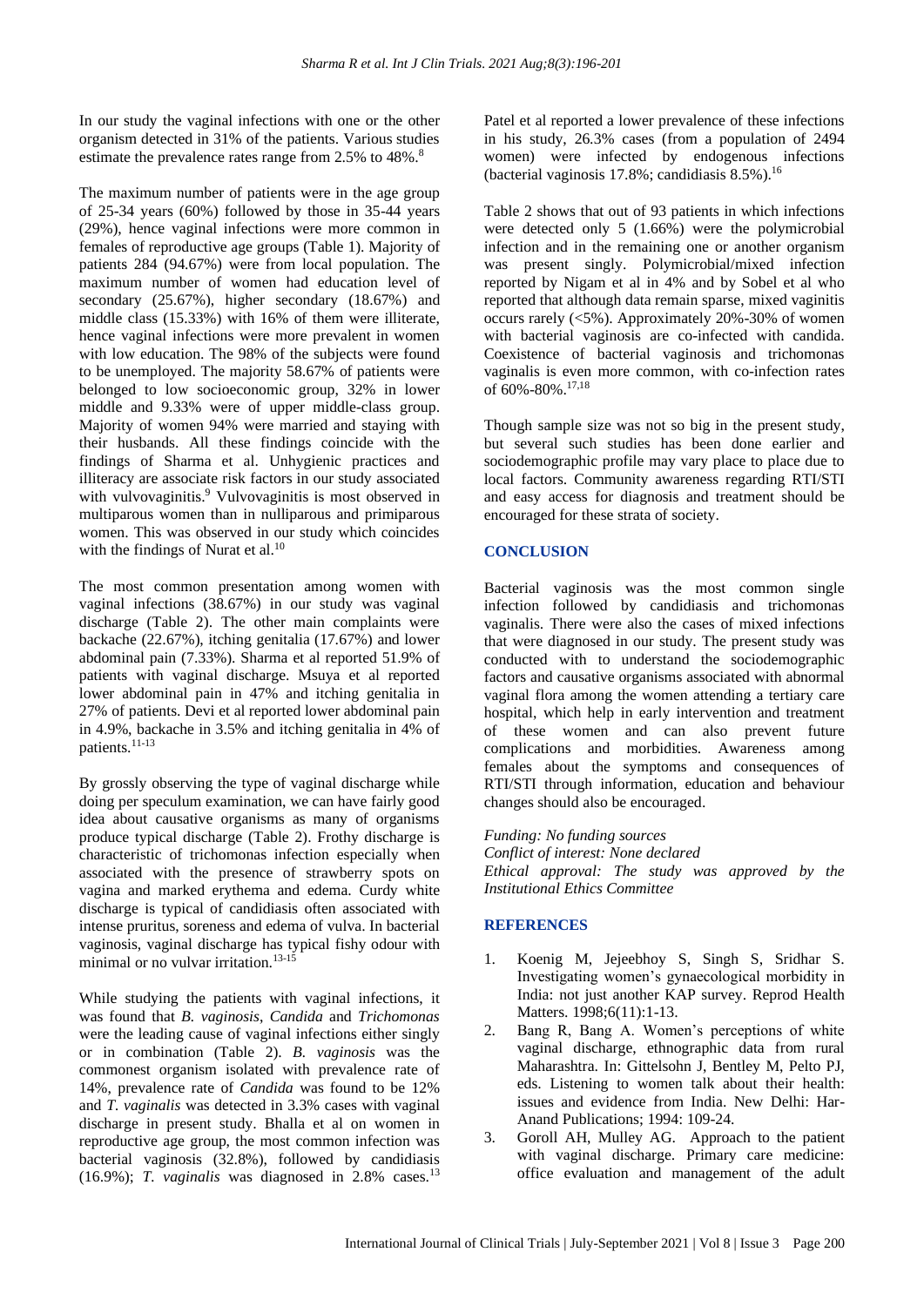In our study the vaginal infections with one or the other organism detected in 31% of the patients. Various studies estimate the prevalence rates range from 2.5% to 48%.[8]

The maximum number of patients were in the age group of 25-34 years (60%) followed by those in 35-44 years (29%), hence vaginal infections were more common in females of reproductive age groups (Table 1). Majority of patients 284 (94.67%) were from local population. The maximum number of women had education level of secondary (25.67%), higher secondary (18.67%) and middle class (15.33%) with 16% of them were illiterate, hence vaginal infections were more prevalent in women with low education. The 98% of the subjects were found to be unemployed. The majority 58.67% of patients were belonged to low socioeconomic group, 32% in lower middle and 9.33% were of upper middle-class group. Majority of women 94% were married and staying with their husbands. All these findings coincide with the findings of Sharma et al. Unhygienic practices and illiteracy are associate risk factors in our study associated with vulvovaginitis.[9] Vulvovaginitis is most observed in multiparous women than in nulliparous and primiparous women. This was observed in our study which coincides with the findings of Nurat et al.[10]

The most common presentation among women with vaginal infections (38.67%) in our study was vaginal discharge (Table 2). The other main complaints were backache (22.67%), itching genitalia (17.67%) and lower abdominal pain (7.33%). Sharma et al reported 51.9% of patients with vaginal discharge. Msuya et al reported lower abdominal pain in 47% and itching genitalia in 27% of patients. Devi et al reported lower abdominal pain in 4.9%, backache in 3.5% and itching genitalia in 4% of patients.[11-13]

By grossly observing the type of vaginal discharge while doing per speculum examination, we can have fairly good idea about causative organisms as many of organisms produce typical discharge (Table 2). Frothy discharge is characteristic of trichomonas infection especially when associated with the presence of strawberry spots on vagina and marked erythema and edema. Curdy white discharge is typical of candidiasis often associated with intense pruritus, soreness and edema of vulva. In bacterial vaginosis, vaginal discharge has typical fishy odour with minimal or no vulvar irritation.[13-15]

While studying the patients with vaginal infections, it was found that *B. vaginosis*, *Candida* and *Trichomonas* were the leading cause of vaginal infections either singly or in combination (Table 2). *B. vaginosis* was the commonest organism isolated with prevalence rate of 14%, prevalence rate of *Candida* was found to be 12% and *T. vaginalis* was detected in 3.3% cases with vaginal discharge in present study. Bhalla et al on women in reproductive age group, the most common infection was bacterial vaginosis (32.8%), followed by candidiasis (16.9%); *T. vaginalis* was diagnosed in 2.8% cases.[13]

Patel et al reported a lower prevalence of these infections in his study, 26.3% cases (from a population of 2494 women) were infected by endogenous infections (bacterial vaginosis 17.8%; candidiasis 8.5%).[16]

Table 2 shows that out of 93 patients in which infections were detected only 5 (1.66%) were the polymicrobial infection and in the remaining one or another organism was present singly. Polymicrobial/mixed infection reported by Nigam et al in 4% and by Sobel et al who reported that although data remain sparse, mixed vaginitis occurs rarely (<5%). Approximately 20%-30% of women with bacterial vaginosis are co-infected with candida. Coexistence of bacterial vaginosis and trichomonas vaginalis is even more common, with co-infection rates of 60%-80%.[17,18]

Though sample size was not so big in the present study, but several such studies has been done earlier and sociodemographic profile may vary place to place due to local factors. Community awareness regarding RTI/STI and easy access for diagnosis and treatment should be encouraged for these strata of society.

## CONCLUSION

Bacterial vaginosis was the most common single infection followed by candidiasis and trichomonas vaginalis. There were also the cases of mixed infections that were diagnosed in our study. The present study was conducted with to understand the sociodemographic factors and causative organisms associated with abnormal vaginal flora among the women attending a tertiary care hospital, which help in early intervention and treatment of these women and can also prevent future complications and morbidities. Awareness among females about the symptoms and consequences of RTI/STI through information, education and behaviour changes should also be encouraged.

*Funding: No funding sources*
*Conflict of interest: None declared*
*Ethical approval: The study was approved by the Institutional Ethics Committee*

## REFERENCES

1. Koenig M, Jejeebhoy S, Singh S, Sridhar S. Investigating women's gynaecological morbidity in India: not just another KAP survey. Reprod Health Matters. 1998;6(11):1-13.
2. Bang R, Bang A. Women's perceptions of white vaginal discharge, ethnographic data from rural Maharashtra. In: Gittelsohn J, Bentley M, Pelto PJ, eds. Listening to women talk about their health: issues and evidence from India. New Delhi: Har-Anand Publications; 1994: 109-24.
3. Goroll AH, Mulley AG. Approach to the patient with vaginal discharge. Primary care medicine: office evaluation and management of the adult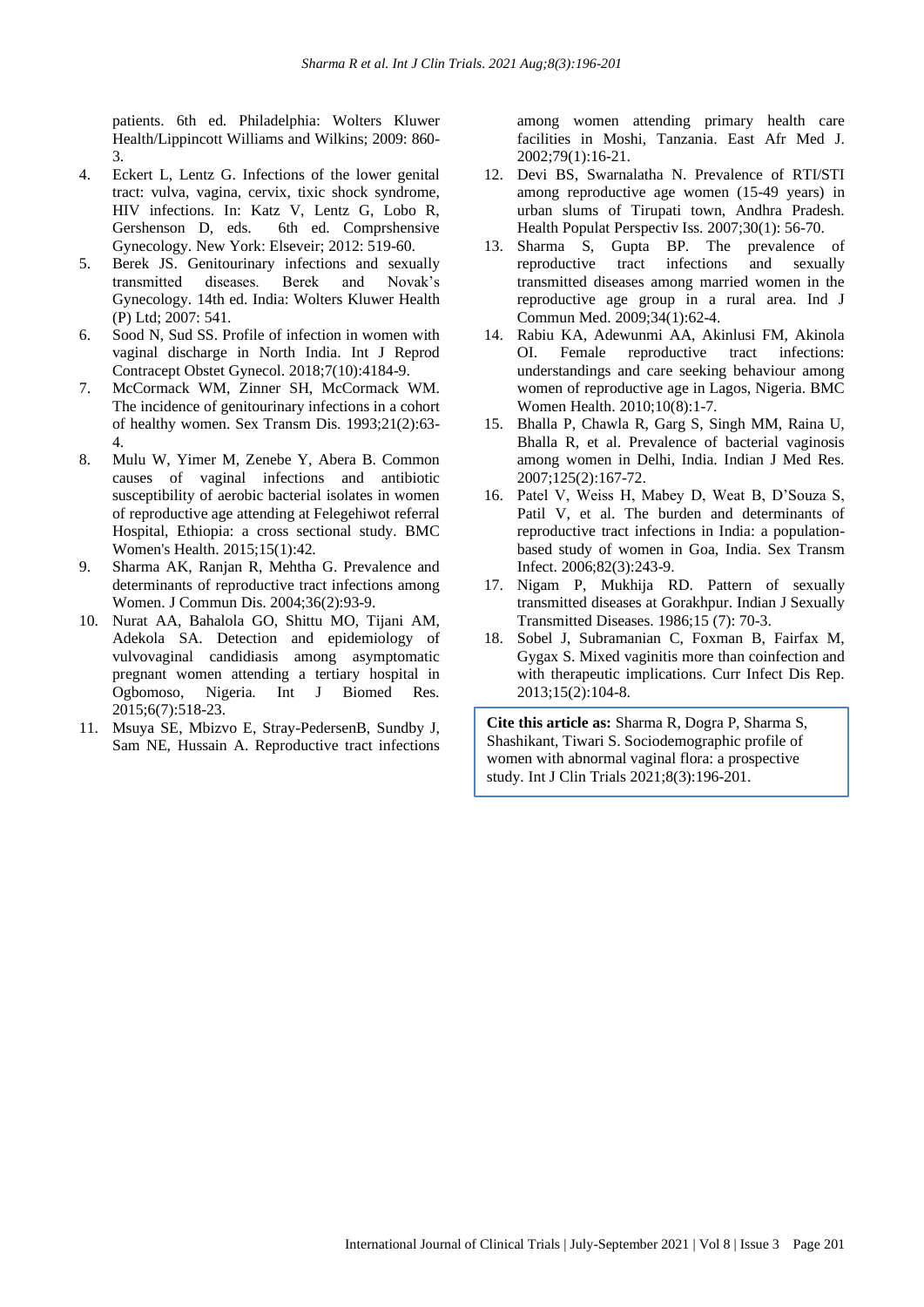patients. 6th ed. Philadelphia: Wolters Kluwer Health/Lippincott Williams and Wilkins; 2009: 860-3.

4. Eckert L, Lentz G. Infections of the lower genital tract: vulva, vagina, cervix, tixic shock syndrome, HIV infections. In: Katz V, Lentz G, Lobo R, Gershenson D, eds. 6th ed. Comprshensive Gynecology. New York: Elseveir; 2012: 519-60.
5. Berek JS. Genitourinary infections and sexually transmitted diseases. Berek and Novak's Gynecology. 14th ed. India: Wolters Kluwer Health (P) Ltd; 2007: 541.
6. Sood N, Sud SS. Profile of infection in women with vaginal discharge in North India. Int J Reprod Contracept Obstet Gynecol. 2018;7(10):4184-9.
7. McCormack WM, Zinner SH, McCormack WM. The incidence of genitourinary infections in a cohort of healthy women. Sex Transm Dis. 1993;21(2):63-4.
8. Mulu W, Yimer M, Zenebe Y, Abera B. Common causes of vaginal infections and antibiotic susceptibility of aerobic bacterial isolates in women of reproductive age attending at Felegehiwot referral Hospital, Ethiopia: a cross sectional study. BMC Women's Health. 2015;15(1):42.
9. Sharma AK, Ranjan R, Mehtha G. Prevalence and determinants of reproductive tract infections among Women. J Commun Dis. 2004;36(2):93-9.
10. Nurat AA, Bahalola GO, Shittu MO, Tijani AM, Adekola SA. Detection and epidemiology of vulvovaginal candidiasis among asymptomatic pregnant women attending a tertiary hospital in Ogbomoso, Nigeria. Int J Biomed Res. 2015;6(7):518-23.
11. Msuya SE, Mbizvo E, Stray-PedersenB, Sundby J, Sam NE, Hussain A. Reproductive tract infections among women attending primary health care facilities in Moshi, Tanzania. East Afr Med J. 2002;79(1):16-21.
12. Devi BS, Swarnalatha N. Prevalence of RTI/STI among reproductive age women (15-49 years) in urban slums of Tirupati town, Andhra Pradesh. Health Populat Perspectiv Iss. 2007;30(1): 56-70.
13. Sharma S, Gupta BP. The prevalence of reproductive tract infections and sexually transmitted diseases among married women in the reproductive age group in a rural area. Ind J Commun Med. 2009;34(1):62-4.
14. Rabiu KA, Adewunmi AA, Akinlusi FM, Akinola OI. Female reproductive tract infections: understandings and care seeking behaviour among women of reproductive age in Lagos, Nigeria. BMC Women Health. 2010;10(8):1-7.
15. Bhalla P, Chawla R, Garg S, Singh MM, Raina U, Bhalla R, et al. Prevalence of bacterial vaginosis among women in Delhi, India. Indian J Med Res. 2007;125(2):167-72.
16. Patel V, Weiss H, Mabey D, Weat B, D'Souza S, Patil V, et al. The burden and determinants of reproductive tract infections in India: a population-based study of women in Goa, India. Sex Transm Infect. 2006;82(3):243-9.
17. Nigam P, Mukhija RD. Pattern of sexually transmitted diseases at Gorakhpur. Indian J Sexually Transmitted Diseases. 1986;15 (7): 70-3.
18. Sobel J, Subramanian C, Foxman B, Fairfax M, Gygax S. Mixed vaginitis more than coinfection and with therapeutic implications. Curr Infect Dis Rep. 2013;15(2):104-8.

**Cite this article as:** Sharma R, Dogra P, Sharma S, Shashikant, Tiwari S. Sociodemographic profile of women with abnormal vaginal flora: a prospective study. Int J Clin Trials 2021;8(3):196-201.